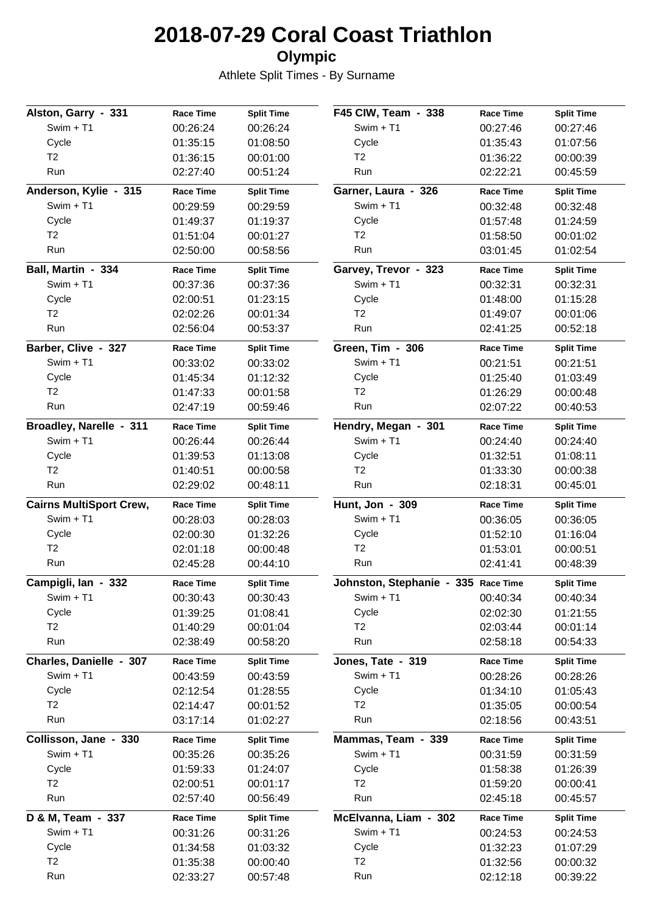# 2018-07-29 Coral Coast Triathlon

## Olympic

Athlete Split Times - By Surname

| Alston, Garry - 331 | Race Time | Split Time |
|---|---|---|
| Swim + T1 | 00:26:24 | 00:26:24 |
| Cycle | 01:35:15 | 01:08:50 |
| T2 | 01:36:15 | 00:01:00 |
| Run | 02:27:40 | 00:51:24 |

| Anderson, Kylie - 315 | Race Time | Split Time |
|---|---|---|
| Swim + T1 | 00:29:59 | 00:29:59 |
| Cycle | 01:49:37 | 01:19:37 |
| T2 | 01:51:04 | 00:01:27 |
| Run | 02:50:00 | 00:58:56 |

| Ball, Martin - 334 | Race Time | Split Time |
|---|---|---|
| Swim + T1 | 00:37:36 | 00:37:36 |
| Cycle | 02:00:51 | 01:23:15 |
| T2 | 02:02:26 | 00:01:34 |
| Run | 02:56:04 | 00:53:37 |

| Barber, Clive - 327 | Race Time | Split Time |
|---|---|---|
| Swim + T1 | 00:33:02 | 00:33:02 |
| Cycle | 01:45:34 | 01:12:32 |
| T2 | 01:47:33 | 00:01:58 |
| Run | 02:47:19 | 00:59:46 |

| Broadley, Narelle - 311 | Race Time | Split Time |
|---|---|---|
| Swim + T1 | 00:26:44 | 00:26:44 |
| Cycle | 01:39:53 | 01:13:08 |
| T2 | 01:40:51 | 00:00:58 |
| Run | 02:29:02 | 00:48:11 |

| Cairns MultiSport Crew, | Race Time | Split Time |
|---|---|---|
| Swim + T1 | 00:28:03 | 00:28:03 |
| Cycle | 02:00:30 | 01:32:26 |
| T2 | 02:01:18 | 00:00:48 |
| Run | 02:45:28 | 00:44:10 |

| Campigli, Ian - 332 | Race Time | Split Time |
|---|---|---|
| Swim + T1 | 00:30:43 | 00:30:43 |
| Cycle | 01:39:25 | 01:08:41 |
| T2 | 01:40:29 | 00:01:04 |
| Run | 02:38:49 | 00:58:20 |

| Charles, Danielle - 307 | Race Time | Split Time |
|---|---|---|
| Swim + T1 | 00:43:59 | 00:43:59 |
| Cycle | 02:12:54 | 01:28:55 |
| T2 | 02:14:47 | 00:01:52 |
| Run | 03:17:14 | 01:02:27 |

| Collisson, Jane - 330 | Race Time | Split Time |
|---|---|---|
| Swim + T1 | 00:35:26 | 00:35:26 |
| Cycle | 01:59:33 | 01:24:07 |
| T2 | 02:00:51 | 00:01:17 |
| Run | 02:57:40 | 00:56:49 |

| D & M, Team - 337 | Race Time | Split Time |
|---|---|---|
| Swim + T1 | 00:31:26 | 00:31:26 |
| Cycle | 01:34:58 | 01:03:32 |
| T2 | 01:35:38 | 00:00:40 |
| Run | 02:33:27 | 00:57:48 |

| F45 CIW, Team - 338 | Race Time | Split Time |
|---|---|---|
| Swim + T1 | 00:27:46 | 00:27:46 |
| Cycle | 01:35:43 | 01:07:56 |
| T2 | 01:36:22 | 00:00:39 |
| Run | 02:22:21 | 00:45:59 |

| Garner, Laura - 326 | Race Time | Split Time |
|---|---|---|
| Swim + T1 | 00:32:48 | 00:32:48 |
| Cycle | 01:57:48 | 01:24:59 |
| T2 | 01:58:50 | 00:01:02 |
| Run | 03:01:45 | 01:02:54 |

| Garvey, Trevor - 323 | Race Time | Split Time |
|---|---|---|
| Swim + T1 | 00:32:31 | 00:32:31 |
| Cycle | 01:48:00 | 01:15:28 |
| T2 | 01:49:07 | 00:01:06 |
| Run | 02:41:25 | 00:52:18 |

| Green, Tim - 306 | Race Time | Split Time |
|---|---|---|
| Swim + T1 | 00:21:51 | 00:21:51 |
| Cycle | 01:25:40 | 01:03:49 |
| T2 | 01:26:29 | 00:00:48 |
| Run | 02:07:22 | 00:40:53 |

| Hendry, Megan - 301 | Race Time | Split Time |
|---|---|---|
| Swim + T1 | 00:24:40 | 00:24:40 |
| Cycle | 01:32:51 | 01:08:11 |
| T2 | 01:33:30 | 00:00:38 |
| Run | 02:18:31 | 00:45:01 |

| Hunt, Jon - 309 | Race Time | Split Time |
|---|---|---|
| Swim + T1 | 00:36:05 | 00:36:05 |
| Cycle | 01:52:10 | 01:16:04 |
| T2 | 01:53:01 | 00:00:51 |
| Run | 02:41:41 | 00:48:39 |

| Johnston, Stephanie - 335 | Race Time | Split Time |
|---|---|---|
| Swim + T1 | 00:40:34 | 00:40:34 |
| Cycle | 02:02:30 | 01:21:55 |
| T2 | 02:03:44 | 00:01:14 |
| Run | 02:58:18 | 00:54:33 |

| Jones, Tate - 319 | Race Time | Split Time |
|---|---|---|
| Swim + T1 | 00:28:26 | 00:28:26 |
| Cycle | 01:34:10 | 01:05:43 |
| T2 | 01:35:05 | 00:00:54 |
| Run | 02:18:56 | 00:43:51 |

| Mammas, Team - 339 | Race Time | Split Time |
|---|---|---|
| Swim + T1 | 00:31:59 | 00:31:59 |
| Cycle | 01:58:38 | 01:26:39 |
| T2 | 01:59:20 | 00:00:41 |
| Run | 02:45:18 | 00:45:57 |

| McElvanna, Liam - 302 | Race Time | Split Time |
|---|---|---|
| Swim + T1 | 00:24:53 | 00:24:53 |
| Cycle | 01:32:23 | 01:07:29 |
| T2 | 01:32:56 | 00:00:32 |
| Run | 02:12:18 | 00:39:22 |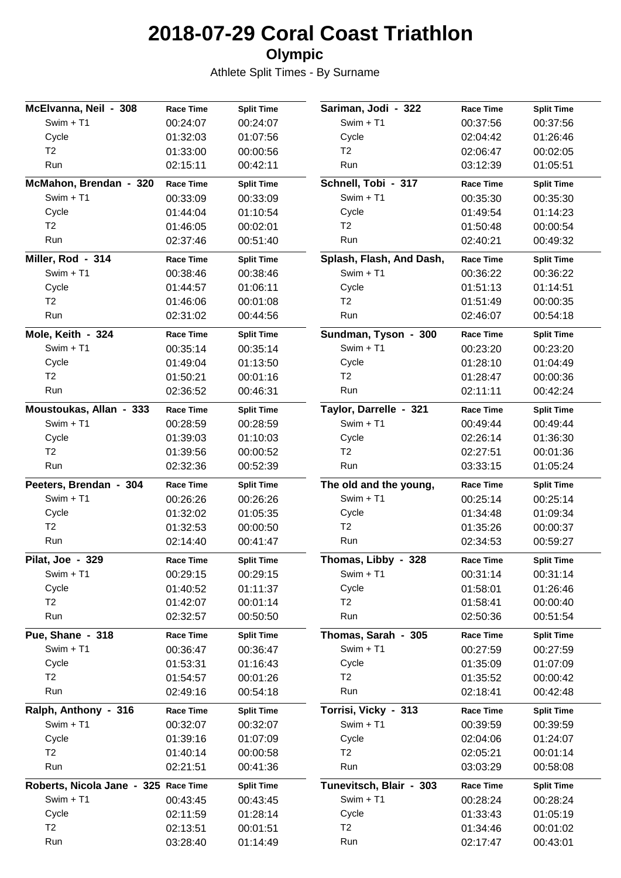# 2018-07-29 Coral Coast Triathlon

## Olympic

Athlete Split Times - By Surname

| McElvanna, Neil - 308 | Race Time | Split Time |
|---|---|---|
| Swim + T1 | 00:24:07 | 00:24:07 |
| Cycle | 01:32:03 | 01:07:56 |
| T2 | 01:33:00 | 00:00:56 |
| Run | 02:15:11 | 00:42:11 |

| McMahon, Brendan - 320 | Race Time | Split Time |
|---|---|---|
| Swim + T1 | 00:33:09 | 00:33:09 |
| Cycle | 01:44:04 | 01:10:54 |
| T2 | 01:46:05 | 00:02:01 |
| Run | 02:37:46 | 00:51:40 |

| Miller, Rod - 314 | Race Time | Split Time |
|---|---|---|
| Swim + T1 | 00:38:46 | 00:38:46 |
| Cycle | 01:44:57 | 01:06:11 |
| T2 | 01:46:06 | 00:01:08 |
| Run | 02:31:02 | 00:44:56 |

| Mole, Keith - 324 | Race Time | Split Time |
|---|---|---|
| Swim + T1 | 00:35:14 | 00:35:14 |
| Cycle | 01:49:04 | 01:13:50 |
| T2 | 01:50:21 | 00:01:16 |
| Run | 02:36:52 | 00:46:31 |

| Moustoukas, Allan - 333 | Race Time | Split Time |
|---|---|---|
| Swim + T1 | 00:28:59 | 00:28:59 |
| Cycle | 01:39:03 | 01:10:03 |
| T2 | 01:39:56 | 00:00:52 |
| Run | 02:32:36 | 00:52:39 |

| Peeters, Brendan - 304 | Race Time | Split Time |
|---|---|---|
| Swim + T1 | 00:26:26 | 00:26:26 |
| Cycle | 01:32:02 | 01:05:35 |
| T2 | 01:32:53 | 00:00:50 |
| Run | 02:14:40 | 00:41:47 |

| Pilat, Joe - 329 | Race Time | Split Time |
|---|---|---|
| Swim + T1 | 00:29:15 | 00:29:15 |
| Cycle | 01:40:52 | 01:11:37 |
| T2 | 01:42:07 | 00:01:14 |
| Run | 02:32:57 | 00:50:50 |

| Pue, Shane - 318 | Race Time | Split Time |
|---|---|---|
| Swim + T1 | 00:36:47 | 00:36:47 |
| Cycle | 01:53:31 | 01:16:43 |
| T2 | 01:54:57 | 00:01:26 |
| Run | 02:49:16 | 00:54:18 |

| Ralph, Anthony - 316 | Race Time | Split Time |
|---|---|---|
| Swim + T1 | 00:32:07 | 00:32:07 |
| Cycle | 01:39:16 | 01:07:09 |
| T2 | 01:40:14 | 00:00:58 |
| Run | 02:21:51 | 00:41:36 |

| Roberts, Nicola Jane - 325 | Race Time | Split Time |
|---|---|---|
| Swim + T1 | 00:43:45 | 00:43:45 |
| Cycle | 02:11:59 | 01:28:14 |
| T2 | 02:13:51 | 00:01:51 |
| Run | 03:28:40 | 01:14:49 |

| Sariman, Jodi - 322 | Race Time | Split Time |
|---|---|---|
| Swim + T1 | 00:37:56 | 00:37:56 |
| Cycle | 02:04:42 | 01:26:46 |
| T2 | 02:06:47 | 00:02:05 |
| Run | 03:12:39 | 01:05:51 |

| Schnell, Tobi - 317 | Race Time | Split Time |
|---|---|---|
| Swim + T1 | 00:35:30 | 00:35:30 |
| Cycle | 01:49:54 | 01:14:23 |
| T2 | 01:50:48 | 00:00:54 |
| Run | 02:40:21 | 00:49:32 |

| Splash, Flash, And Dash, | Race Time | Split Time |
|---|---|---|
| Swim + T1 | 00:36:22 | 00:36:22 |
| Cycle | 01:51:13 | 01:14:51 |
| T2 | 01:51:49 | 00:00:35 |
| Run | 02:46:07 | 00:54:18 |

| Sundman, Tyson - 300 | Race Time | Split Time |
|---|---|---|
| Swim + T1 | 00:23:20 | 00:23:20 |
| Cycle | 01:28:10 | 01:04:49 |
| T2 | 01:28:47 | 00:00:36 |
| Run | 02:11:11 | 00:42:24 |

| Taylor, Darrelle - 321 | Race Time | Split Time |
|---|---|---|
| Swim + T1 | 00:49:44 | 00:49:44 |
| Cycle | 02:26:14 | 01:36:30 |
| T2 | 02:27:51 | 00:01:36 |
| Run | 03:33:15 | 01:05:24 |

| The old and the young, | Race Time | Split Time |
|---|---|---|
| Swim + T1 | 00:25:14 | 00:25:14 |
| Cycle | 01:34:48 | 01:09:34 |
| T2 | 01:35:26 | 00:00:37 |
| Run | 02:34:53 | 00:59:27 |

| Thomas, Libby - 328 | Race Time | Split Time |
|---|---|---|
| Swim + T1 | 00:31:14 | 00:31:14 |
| Cycle | 01:58:01 | 01:26:46 |
| T2 | 01:58:41 | 00:00:40 |
| Run | 02:50:36 | 00:51:54 |

| Thomas, Sarah - 305 | Race Time | Split Time |
|---|---|---|
| Swim + T1 | 00:27:59 | 00:27:59 |
| Cycle | 01:35:09 | 01:07:09 |
| T2 | 01:35:52 | 00:00:42 |
| Run | 02:18:41 | 00:42:48 |

| Torrisi, Vicky - 313 | Race Time | Split Time |
|---|---|---|
| Swim + T1 | 00:39:59 | 00:39:59 |
| Cycle | 02:04:06 | 01:24:07 |
| T2 | 02:05:21 | 00:01:14 |
| Run | 03:03:29 | 00:58:08 |

| Tunevitsch, Blair - 303 | Race Time | Split Time |
|---|---|---|
| Swim + T1 | 00:28:24 | 00:28:24 |
| Cycle | 01:33:43 | 01:05:19 |
| T2 | 01:34:46 | 00:01:02 |
| Run | 02:17:47 | 00:43:01 |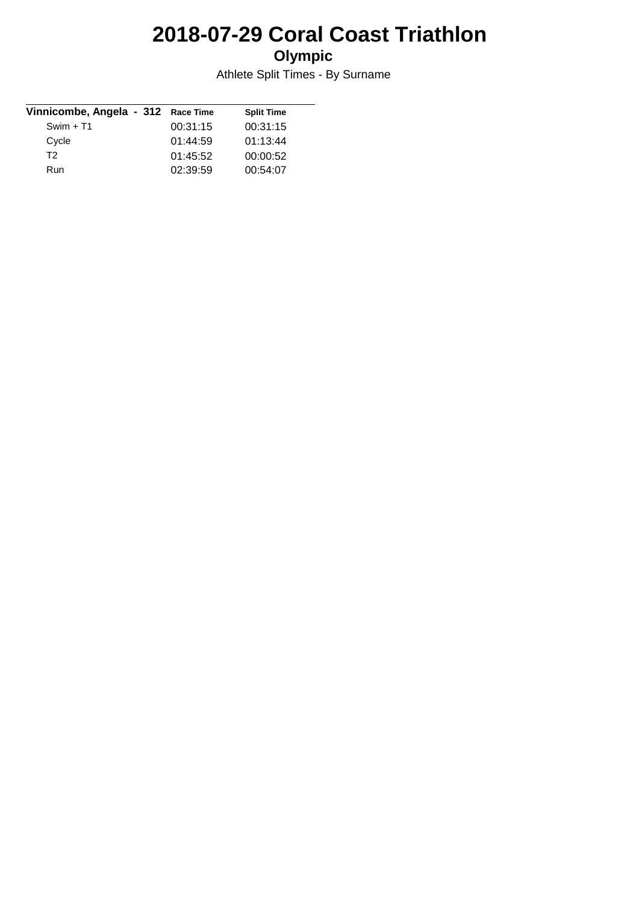# 2018-07-29 Coral Coast Triathlon

## Olympic

Athlete Split Times - By Surname

| Vinnicombe, Angela - 312 | Race Time | Split Time |
|---|---|---|
| Swim + T1 | 00:31:15 | 00:31:15 |
| Cycle | 01:44:59 | 01:13:44 |
| T2 | 01:45:52 | 00:00:52 |
| Run | 02:39:59 | 00:54:07 |